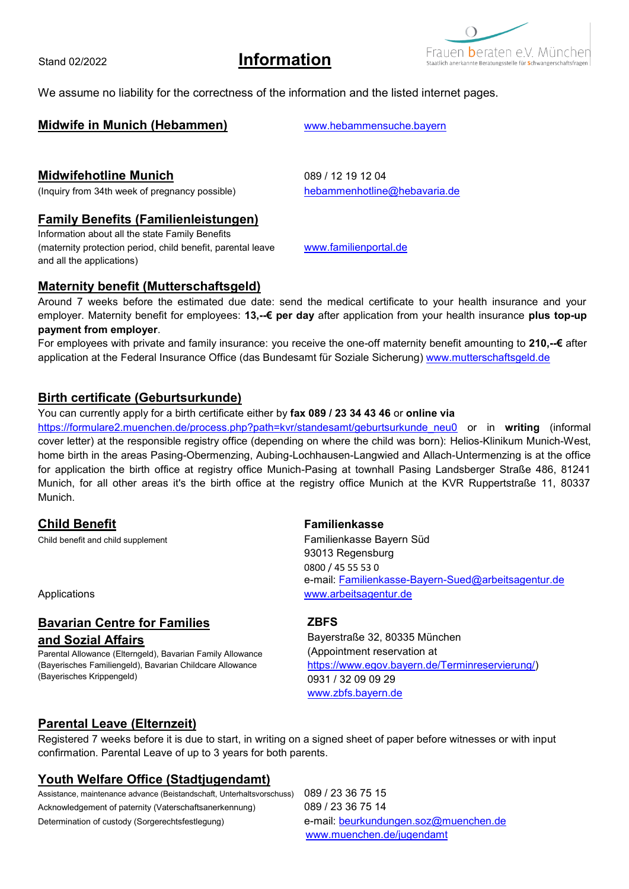Stand 02/2022

# Information

Frauen beraten e.V. München
Staatlich anerkannte Beratungsstelle für Schwangerschaftsfragen

We assume no liability for the correctness of the information and the listed internet pages.

## Midwife in Munich (Hebammen)

www.hebammensuche.bayern

## Midwifehotline Munich

(Inquiry from 34th week of pregnancy possible)

089 / 12 19 12 04
hebammenhotline@hebavaria.de

## Family Benefits (Familienleistungen)

Information about all the state Family Benefits (maternity protection period, child benefit, parental leave and all the applications)

www.familienportal.de

## Maternity benefit (Mutterschaftsgeld)

Around 7 weeks before the estimated due date: send the medical certificate to your health insurance and your employer. Maternity benefit for employees: **13,--€ per day** after application from your health insurance **plus top-up payment from employer**.
For employees with private and family insurance: you receive the one-off maternity benefit amounting to **210,--€** after application at the Federal Insurance Office (das Bundesamt für Soziale Sicherung) www.mutterschaftsgeld.de

## Birth certificate (Geburtsurkunde)

You can currently apply for a birth certificate either by **fax 089 / 23 34 43 46** or **online via** https://formulare2.muenchen.de/process.php?path=kvr/standesamt/geburtsurkunde_neu0 or in **writing** (informal cover letter) at the responsible registry office (depending on where the child was born): Helios-Klinikum Munich-West, home birth in the areas Pasing-Obermenzing, Aubing-Lochhausen-Langwied and Allach-Untermenzing is at the office for application the birth office at registry office Munich-Pasing at townhall Pasing Landsberger Straße 486, 81241 Munich, for all other areas it's the birth office at the registry office Munich at the KVR Ruppertstraße 11, 80337 Munich.

## Child Benefit

Child benefit and child supplement

Applications

**Familienkasse**
Familienkasse Bayern Süd
93013 Regensburg
0800 / 45 55 53 0
e-mail: Familienkasse-Bayern-Sued@arbeitsagentur.de
www.arbeitsagentur.de

## Bavarian Centre for Families and Sozial Affairs

Parental Allowance (Elterngeld), Bavarian Family Allowance (Bayerisches Familiengeld), Bavarian Childcare Allowance (Bayerisches Krippengeld)

**ZBFS**
Bayerstraße 32, 80335 München
(Appointment reservation at https://www.egov.bayern.de/Terminreservierung/)
0931 / 32 09 09 29
www.zbfs.bayern.de

## Parental Leave (Elternzeit)

Registered 7 weeks before it is due to start, in writing on a signed sheet of paper before witnesses or with input confirmation. Parental Leave of up to 3 years for both parents.

## Youth Welfare Office (Stadtjugendamt)

Assistance, maintenance advance (Beistandschaft, Unterhaltsvorschuss) — 089 / 23 36 75 15
Acknowledgement of paternity (Vaterschaftsanerkennung) — 089 / 23 36 75 14
Determination of custody (Sorgerechtsfestlegung) — e-mail: beurkundungen.soz@muenchen.de
www.muenchen.de/jugendamt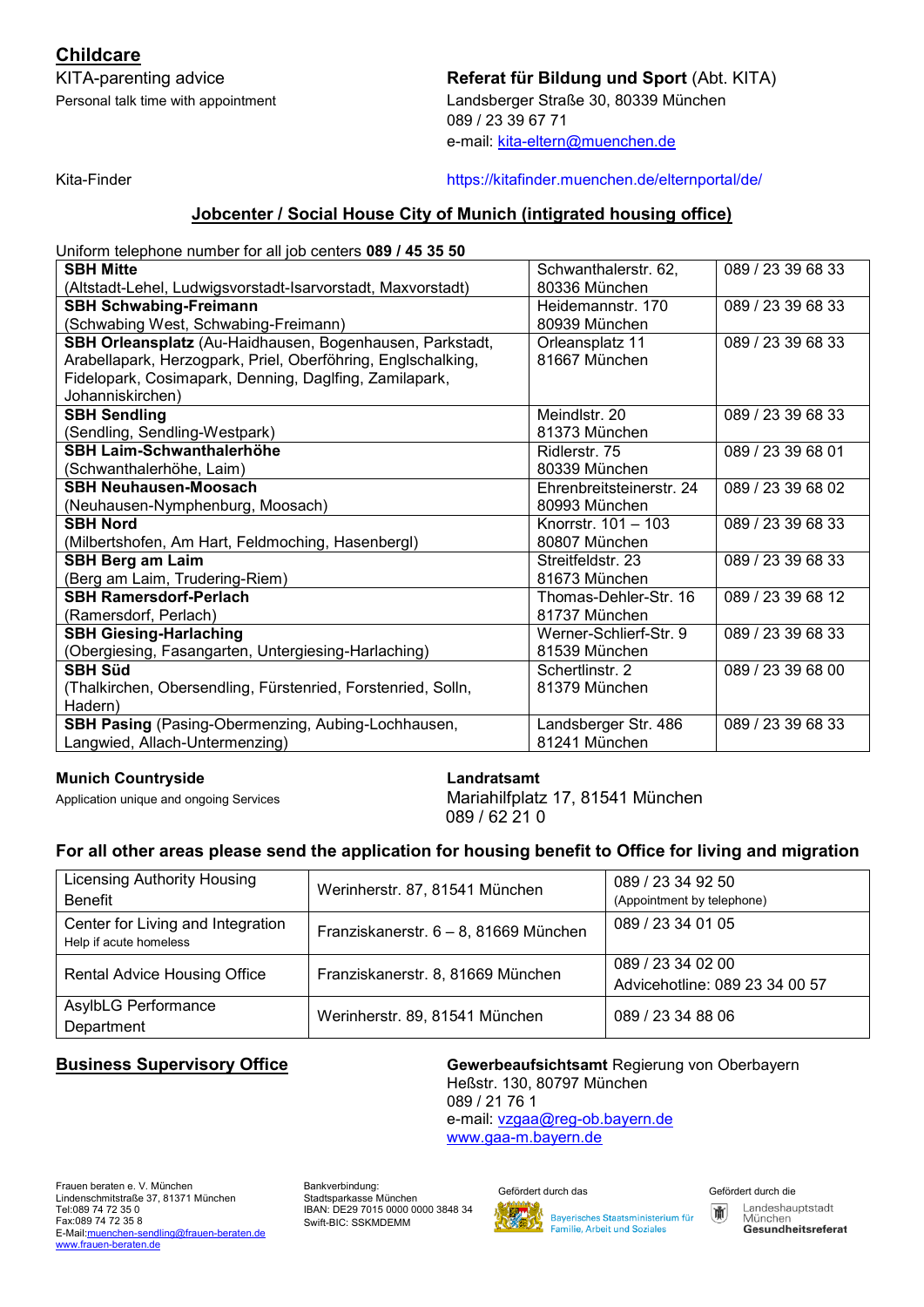## Childcare

KITA-parenting advice
Personal talk time with appointment

**Referat für Bildung und Sport** (Abt. KITA)
Landsberger Straße 30, 80339 München
089 / 23 39 67 71
e-mail: kita-eltern@muenchen.de

Kita-Finder

https://kitafinder.muenchen.de/elternportal/de/

## Jobcenter / Social House City of Munich (intigrated housing office)

Uniform telephone number for all job centers **089 / 45 35 50**

| | | |
|---|---|---|
| **SBH Mitte** (Altstadt-Lehel, Ludwigsvorstadt-Isarvorstadt, Maxvorstadt) | Schwanthalerstr. 62, 80336 München | 089 / 23 39 68 33 |
| **SBH Schwabing-Freimann** (Schwabing West, Schwabing-Freimann) | Heidemannstr. 170 80939 München | 089 / 23 39 68 33 |
| **SBH Orleansplatz** (Au-Haidhausen, Bogenhausen, Parkstadt, Arabellapark, Herzogpark, Priel, Oberföhring, Englschalking, Fidelopark, Cosimapark, Denning, Daglfing, Zamilapark, Johanniskirchen) | Orleansplatz 11 81667 München | 089 / 23 39 68 33 |
| **SBH Sendling** (Sendling, Sendling-Westpark) | Meindlstr. 20 81373 München | 089 / 23 39 68 33 |
| **SBH Laim-Schwanthalerhöhe** (Schwanthalerhöhe, Laim) | Ridlerstr. 75 80339 München | 089 / 23 39 68 01 |
| **SBH Neuhausen-Moosach** (Neuhausen-Nymphenburg, Moosach) | Ehrenbreitsteinerstr. 24 80993 München | 089 / 23 39 68 02 |
| **SBH Nord** (Milbertshofen, Am Hart, Feldmoching, Hasenbergl) | Knorrstr. 101 – 103 80807 München | 089 / 23 39 68 33 |
| **SBH Berg am Laim** (Berg am Laim, Trudering-Riem) | Streitfeldstr. 23 81673 München | 089 / 23 39 68 33 |
| **SBH Ramersdorf-Perlach** (Ramersdorf, Perlach) | Thomas-Dehler-Str. 16 81737 München | 089 / 23 39 68 12 |
| **SBH Giesing-Harlaching** (Obergiesing, Fasangarten, Untergiesing-Harlaching) | Werner-Schlierf-Str. 9 81539 München | 089 / 23 39 68 33 |
| **SBH Süd** (Thalkirchen, Obersendling, Fürstenried, Forstenried, Solln, Hadern) | Schertlinstr. 2 81379 München | 089 / 23 39 68 00 |
| **SBH Pasing** (Pasing-Obermenzing, Aubing-Lochhausen, Langwied, Allach-Untermenzing) | Landsberger Str. 486 81241 München | 089 / 23 39 68 33 |

**Munich Countryside**
Application unique and ongoing Services

**Landratsamt**
Mariahilfplatz 17, 81541 München
089 / 62 21 0

### For all other areas please send the application for housing benefit to Office for living and migration

| | | |
|---|---|---|
| Licensing Authority Housing Benefit | Werinherstr. 87, 81541 München | 089 / 23 34 92 50 (Appointment by telephone) |
| Center for Living and Integration Help if acute homeless | Franziskanerstr. 6 – 8, 81669 München | 089 / 23 34 01 05 |
| Rental Advice Housing Office | Franziskanerstr. 8, 81669 München | 089 / 23 34 02 00 Advicehotline: 089 23 34 00 57 |
| AsylbLG Performance Department | Werinherstr. 89, 81541 München | 089 / 23 34 88 06 |

## Business Supervisory Office

**Gewerbeaufsichtsamt** Regierung von Oberbayern
Heßstr. 130, 80797 München
089 / 21 76 1
e-mail: vzgaa@reg-ob.bayern.de
www.gaa-m.bayern.de

Frauen beraten e. V. München
Lindenschmitstraße 37, 81371 München
Tel:089 74 72 35 0
Fax:089 74 72 35 8
E-Mail:muenchen-sendling@frauen-beraten.de
www.frauen-beraten.de

Bankverbindung:
Stadtsparkasse München
IBAN: DE29 7015 0000 0000 3848 34
Swift-BIC: SSKMDEMM

Gefördert durch das Bayerisches Staatsministerium für Familie, Arbeit und Soziales

Gefördert durch die Landeshauptstadt München Gesundheitsreferat